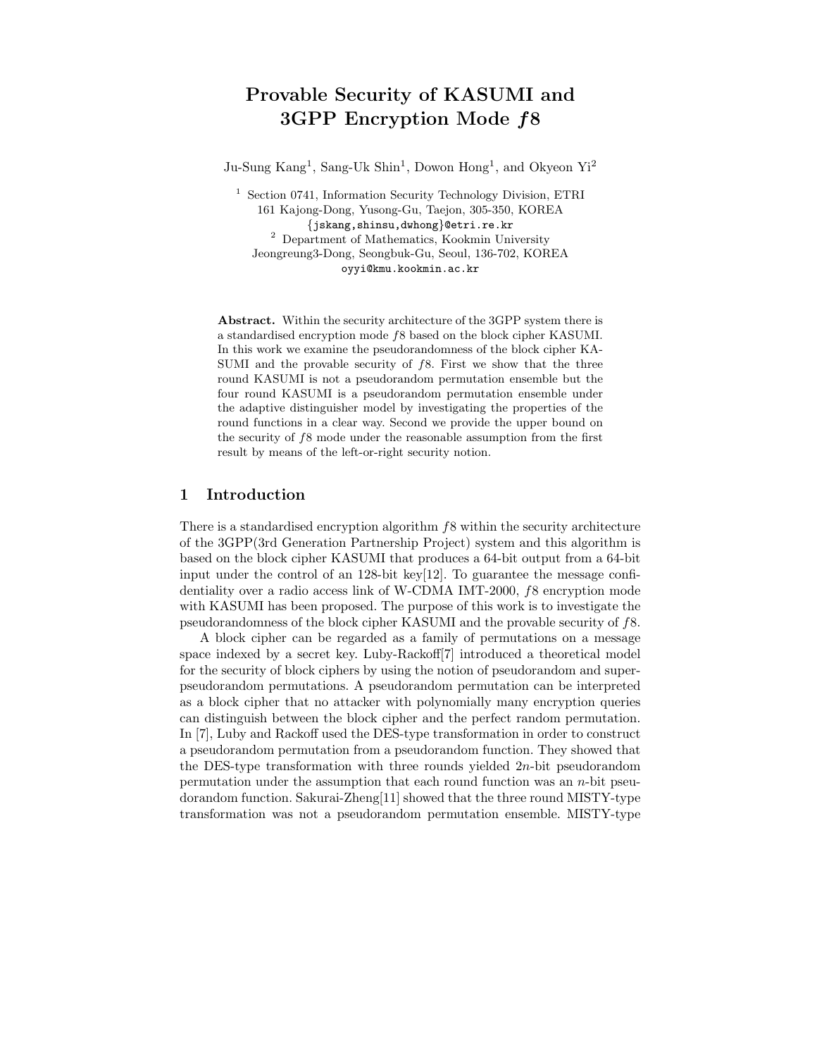# Provable Security of KASUMI and 3GPP Encryption Mode *f*8

Ju-Sung Kang[1], Sang-Uk Shin[1], Dowon Hong[1], and Okyeon Yi[2]

[1] Section 0741, Information Security Technology Division, ETRI
161 Kajong-Dong, Yusong-Gu, Taejon, 305-350, KOREA
{jskang,shinsu,dwhong}@etri.re.kr

[2] Department of Mathematics, Kookmin University
Jeongreung3-Dong, Seongbuk-Gu, Seoul, 136-702, KOREA
oyyi@kmu.kookmin.ac.kr

**Abstract.** Within the security architecture of the 3GPP system there is a standardised encryption mode $f8$ based on the block cipher KASUMI. In this work we examine the pseudorandomness of the block cipher KASUMI and the provable security of $f8$. First we show that the three round KASUMI is not a pseudorandom permutation ensemble but the four round KASUMI is a pseudorandom permutation ensemble under the adaptive distinguisher model by investigating the properties of the round functions in a clear way. Second we provide the upper bound on the security of $f8$ mode under the reasonable assumption from the first result by means of the left-or-right security notion.

## 1 Introduction

There is a standardised encryption algorithm $f8$ within the security architecture of the 3GPP(3rd Generation Partnership Project) system and this algorithm is based on the block cipher KASUMI that produces a 64-bit output from a 64-bit input under the control of an 128-bit key[12]. To guarantee the message confidentiality over a radio access link of W-CDMA IMT-2000, $f8$ encryption mode with KASUMI has been proposed. The purpose of this work is to investigate the pseudorandomness of the block cipher KASUMI and the provable security of $f8$.

A block cipher can be regarded as a family of permutations on a message space indexed by a secret key. Luby-Rackoff[7] introduced a theoretical model for the security of block ciphers by using the notion of pseudorandom and super-pseudorandom permutations. A pseudorandom permutation can be interpreted as a block cipher that no attacker with polynomially many encryption queries can distinguish between the block cipher and the perfect random permutation. In [7], Luby and Rackoff used the DES-type transformation in order to construct a pseudorandom permutation from a pseudorandom function. They showed that the DES-type transformation with three rounds yielded $2n$-bit pseudorandom permutation under the assumption that each round function was an $n$-bit pseudorandom function. Sakurai-Zheng[11] showed that the three round MISTY-type transformation was not a pseudorandom permutation ensemble. MISTY-type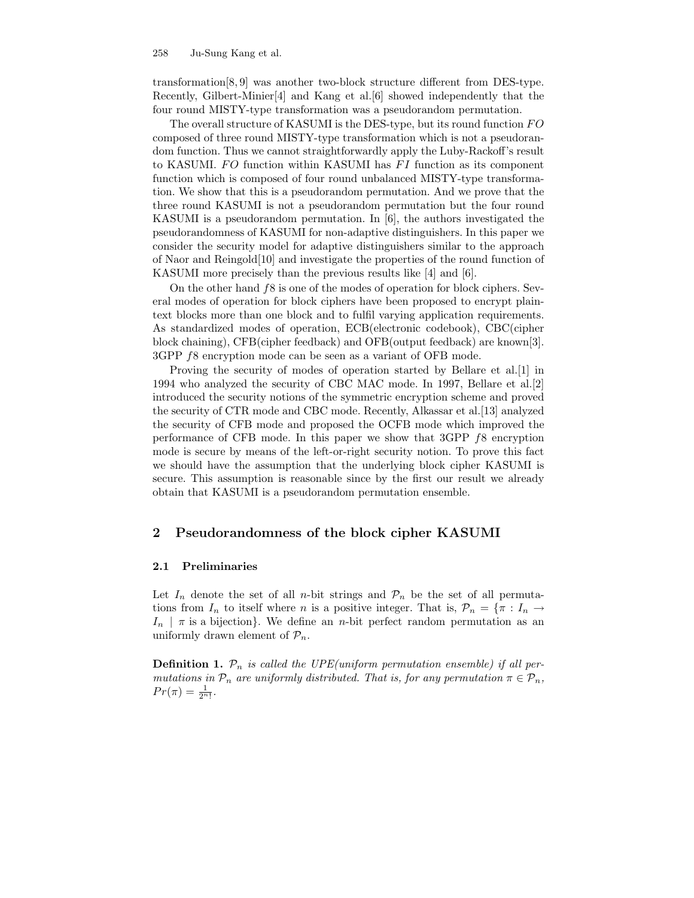transformation[8, 9] was another two-block structure different from DES-type. Recently, Gilbert-Minier[4] and Kang et al.[6] showed independently that the four round MISTY-type transformation was a pseudorandom permutation.

The overall structure of KASUMI is the DES-type, but its round function $FO$ composed of three round MISTY-type transformation which is not a pseudorandom function. Thus we cannot straightforwardly apply the Luby-Rackoff's result to KASUMI. $FO$ function within KASUMI has $FI$ function as its component function which is composed of four round unbalanced MISTY-type transformation. We show that this is a pseudorandom permutation. And we prove that the three round KASUMI is not a pseudorandom permutation but the four round KASUMI is a pseudorandom permutation. In [6], the authors investigated the pseudorandomness of KASUMI for non-adaptive distinguishers. In this paper we consider the security model for adaptive distinguishers similar to the approach of Naor and Reingold[10] and investigate the properties of the round function of KASUMI more precisely than the previous results like [4] and [6].

On the other hand $f8$ is one of the modes of operation for block ciphers. Several modes of operation for block ciphers have been proposed to encrypt plaintext blocks more than one block and to fulfil varying application requirements. As standardized modes of operation, ECB(electronic codebook), CBC(cipher block chaining), CFB(cipher feedback) and OFB(output feedback) are known[3]. 3GPP $f8$ encryption mode can be seen as a variant of OFB mode.

Proving the security of modes of operation started by Bellare et al.[1] in 1994 who analyzed the security of CBC MAC mode. In 1997, Bellare et al.[2] introduced the security notions of the symmetric encryption scheme and proved the security of CTR mode and CBC mode. Recently, Alkassar et al.[13] analyzed the security of CFB mode and proposed the OCFB mode which improved the performance of CFB mode. In this paper we show that 3GPP $f8$ encryption mode is secure by means of the left-or-right security notion. To prove this fact we should have the assumption that the underlying block cipher KASUMI is secure. This assumption is reasonable since by the first our result we already obtain that KASUMI is a pseudorandom permutation ensemble.

## 2 Pseudorandomness of the block cipher KASUMI

### 2.1 Preliminaries

Let $I_n$ denote the set of all $n$-bit strings and $\mathcal{P}_n$ be the set of all permutations from $I_n$ to itself where $n$ is a positive integer. That is, $\mathcal{P}_n = \{\pi : I_n \to I_n \mid \pi \text{ is a bijection}\}$. We define an $n$-bit perfect random permutation as an uniformly drawn element of $\mathcal{P}_n$.

**Definition 1.** *$\mathcal{P}_n$ is called the UPE(uniform permutation ensemble) if all permutations in $\mathcal{P}_n$ are uniformly distributed. That is, for any permutation $\pi \in \mathcal{P}_n$, $Pr(\pi) = \frac{1}{2^n!}$.*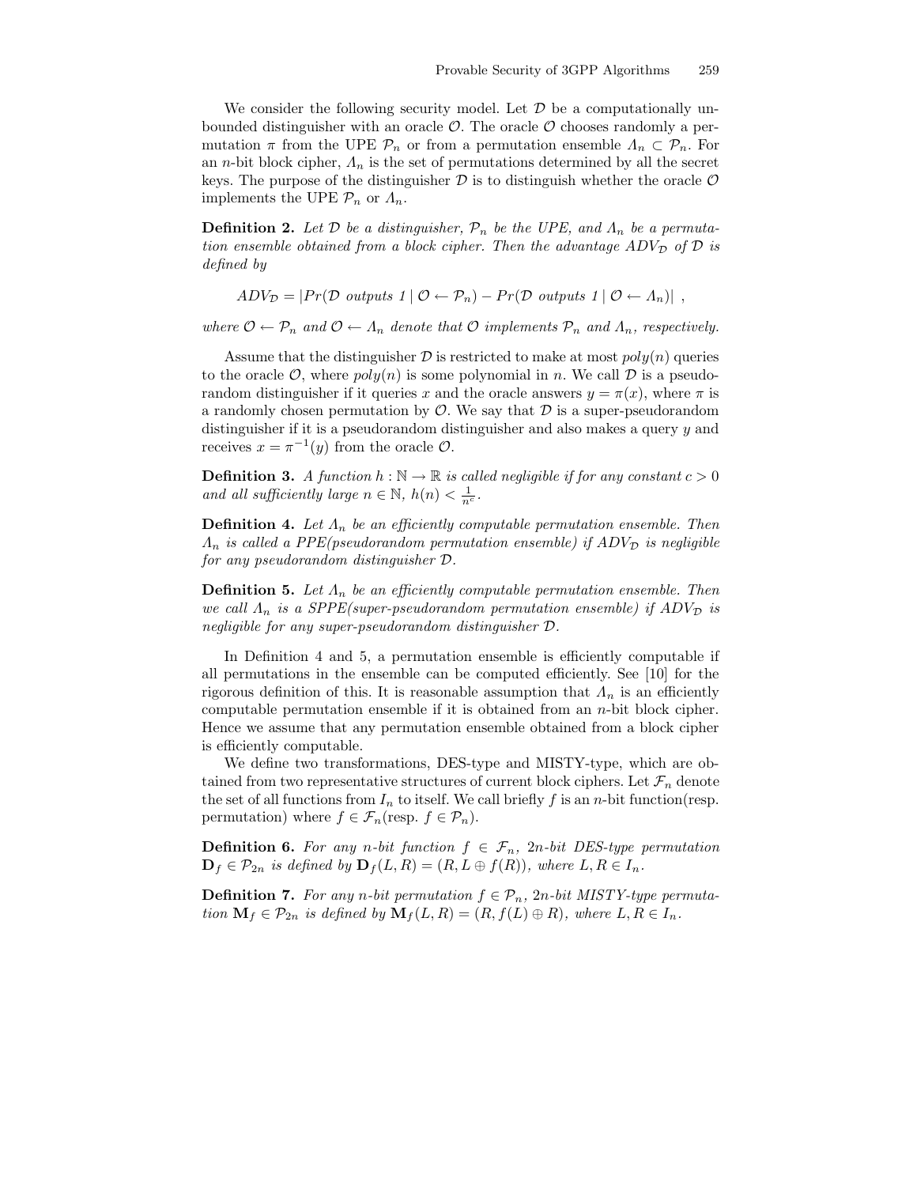We consider the following security model. Let $\mathcal{D}$ be a computationally unbounded distinguisher with an oracle $\mathcal{O}$. The oracle $\mathcal{O}$ chooses randomly a permutation $\pi$ from the UPE $\mathcal{P}_n$ or from a permutation ensemble $\Lambda_n \subset \mathcal{P}_n$. For an $n$-bit block cipher, $\Lambda_n$ is the set of permutations determined by all the secret keys. The purpose of the distinguisher $\mathcal{D}$ is to distinguish whether the oracle $\mathcal{O}$ implements the UPE $\mathcal{P}_n$ or $\Lambda_n$.

**Definition 2.** *Let $\mathcal{D}$ be a distinguisher, $\mathcal{P}_n$ be the UPE, and $\Lambda_n$ be a permutation ensemble obtained from a block cipher. Then the advantage $ADV_{\mathcal{D}}$ of $\mathcal{D}$ is defined by*

$$ADV_{\mathcal{D}} = |Pr(\mathcal{D} \text{ outputs } 1 \mid \mathcal{O} \leftarrow \mathcal{P}_n) - Pr(\mathcal{D} \text{ outputs } 1 \mid \mathcal{O} \leftarrow \Lambda_n)| \ ,$$

*where $\mathcal{O} \leftarrow \mathcal{P}_n$ and $\mathcal{O} \leftarrow \Lambda_n$ denote that $\mathcal{O}$ implements $\mathcal{P}_n$ and $\Lambda_n$, respectively.*

Assume that the distinguisher $\mathcal{D}$ is restricted to make at most $poly(n)$ queries to the oracle $\mathcal{O}$, where $poly(n)$ is some polynomial in $n$. We call $\mathcal{D}$ is a pseudorandom distinguisher if it queries $x$ and the oracle answers $y = \pi(x)$, where $\pi$ is a randomly chosen permutation by $\mathcal{O}$. We say that $\mathcal{D}$ is a super-pseudorandom distinguisher if it is a pseudorandom distinguisher and also makes a query $y$ and receives $x = \pi^{-1}(y)$ from the oracle $\mathcal{O}$.

**Definition 3.** *A function $h : \mathbb{N} \to \mathbb{R}$ is called negligible if for any constant $c > 0$ and all sufficiently large $n \in \mathbb{N}$, $h(n) < \frac{1}{n^c}$.*

**Definition 4.** *Let $\Lambda_n$ be an efficiently computable permutation ensemble. Then $\Lambda_n$ is called a PPE(pseudorandom permutation ensemble) if $ADV_{\mathcal{D}}$ is negligible for any pseudorandom distinguisher $\mathcal{D}$.*

**Definition 5.** *Let $\Lambda_n$ be an efficiently computable permutation ensemble. Then we call $\Lambda_n$ is a SPPE(super-pseudorandom permutation ensemble) if $ADV_{\mathcal{D}}$ is negligible for any super-pseudorandom distinguisher $\mathcal{D}$.*

In Definition 4 and 5, a permutation ensemble is efficiently computable if all permutations in the ensemble can be computed efficiently. See [10] for the rigorous definition of this. It is reasonable assumption that $\Lambda_n$ is an efficiently computable permutation ensemble if it is obtained from an $n$-bit block cipher. Hence we assume that any permutation ensemble obtained from a block cipher is efficiently computable.

We define two transformations, DES-type and MISTY-type, which are obtained from two representative structures of current block ciphers. Let $\mathcal{F}_n$ denote the set of all functions from $I_n$ to itself. We call briefly $f$ is an $n$-bit function(resp. permutation) where $f \in \mathcal{F}_n$(resp. $f \in \mathcal{P}_n$).

**Definition 6.** *For any $n$-bit function $f \in \mathcal{F}_n$, $2n$-bit DES-type permutation $\mathbf{D}_f \in \mathcal{P}_{2n}$ is defined by $\mathbf{D}_f(L, R) = (R, L \oplus f(R))$, where $L, R \in I_n$.*

**Definition 7.** *For any $n$-bit permutation $f \in \mathcal{P}_n$, $2n$-bit MISTY-type permutation $\mathbf{M}_f \in \mathcal{P}_{2n}$ is defined by $\mathbf{M}_f(L, R) = (R, f(L) \oplus R)$, where $L, R \in I_n$.*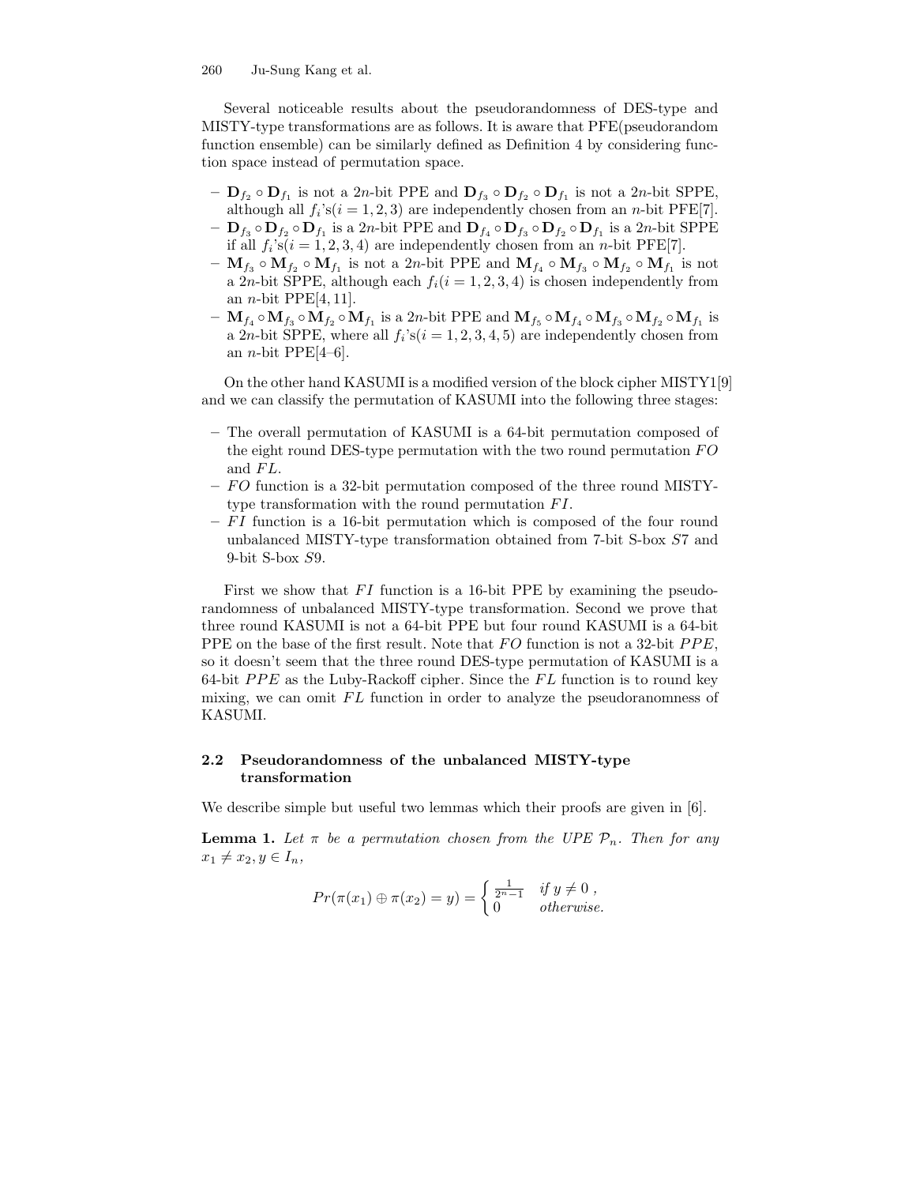Several noticeable results about the pseudorandomness of DES-type and MISTY-type transformations are as follows. It is aware that PFE(pseudorandom function ensemble) can be similarly defined as Definition 4 by considering function space instead of permutation space.

- $\mathbf{D}_{f_2} \circ \mathbf{D}_{f_1}$ is not a $2n$-bit PPE and $\mathbf{D}_{f_3} \circ \mathbf{D}_{f_2} \circ \mathbf{D}_{f_1}$ is not a $2n$-bit SPPE, although all $f_i$'s$(i = 1, 2, 3)$ are independently chosen from an $n$-bit PFE[7].
- $\mathbf{D}_{f_3} \circ \mathbf{D}_{f_2} \circ \mathbf{D}_{f_1}$ is a $2n$-bit PPE and $\mathbf{D}_{f_4} \circ \mathbf{D}_{f_3} \circ \mathbf{D}_{f_2} \circ \mathbf{D}_{f_1}$ is a $2n$-bit SPPE if all $f_i$'s$(i = 1, 2, 3, 4)$ are independently chosen from an $n$-bit PFE[7].
- $\mathbf{M}_{f_3} \circ \mathbf{M}_{f_2} \circ \mathbf{M}_{f_1}$ is not a $2n$-bit PPE and $\mathbf{M}_{f_4} \circ \mathbf{M}_{f_3} \circ \mathbf{M}_{f_2} \circ \mathbf{M}_{f_1}$ is not a $2n$-bit SPPE, although each $f_i(i = 1, 2, 3, 4)$ is chosen independently from an $n$-bit PPE[4, 11].
- $\mathbf{M}_{f_4} \circ \mathbf{M}_{f_3} \circ \mathbf{M}_{f_2} \circ \mathbf{M}_{f_1}$ is a $2n$-bit PPE and $\mathbf{M}_{f_5} \circ \mathbf{M}_{f_4} \circ \mathbf{M}_{f_3} \circ \mathbf{M}_{f_2} \circ \mathbf{M}_{f_1}$ is a $2n$-bit SPPE, where all $f_i$'s$(i = 1, 2, 3, 4, 5)$ are independently chosen from an $n$-bit PPE[4–6].

On the other hand KASUMI is a modified version of the block cipher MISTY1[9] and we can classify the permutation of KASUMI into the following three stages:

- The overall permutation of KASUMI is a 64-bit permutation composed of the eight round DES-type permutation with the two round permutation $FO$ and $FL$.
- $FO$ function is a 32-bit permutation composed of the three round MISTY-type transformation with the round permutation $FI$.
- $FI$ function is a 16-bit permutation which is composed of the four round unbalanced MISTY-type transformation obtained from 7-bit S-box $S7$ and 9-bit S-box $S9$.

First we show that $FI$ function is a 16-bit PPE by examining the pseudorandomness of unbalanced MISTY-type transformation. Second we prove that three round KASUMI is not a 64-bit PPE but four round KASUMI is a 64-bit PPE on the base of the first result. Note that $FO$ function is not a 32-bit $PPE$, so it doesn't seem that the three round DES-type permutation of KASUMI is a 64-bit $PPE$ as the Luby-Rackoff cipher. Since the $FL$ function is to round key mixing, we can omit $FL$ function in order to analyze the pseudoranomness of KASUMI.

### 2.2 Pseudorandomness of the unbalanced MISTY-type transformation

We describe simple but useful two lemmas which their proofs are given in [6].

**Lemma 1.** *Let $\pi$ be a permutation chosen from the UPE $\mathcal{P}_n$. Then for any $x_1 \neq x_2, y \in I_n$,*

$$Pr(\pi(x_1) \oplus \pi(x_2) = y) = \begin{cases} \frac{1}{2^n - 1} & \text{if } y \neq 0 \text{ ,} \\ 0 & \text{otherwise.} \end{cases}$$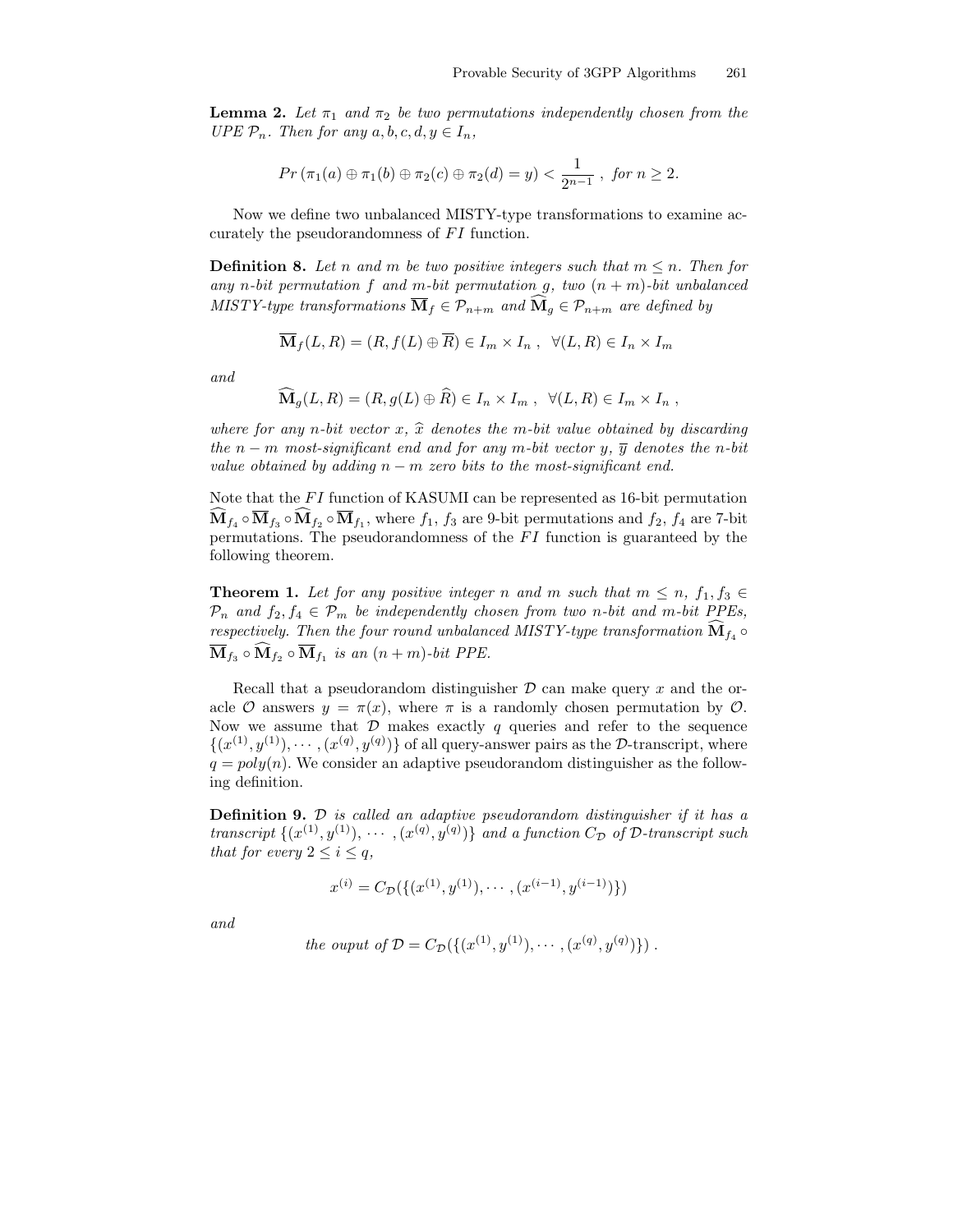**Lemma 2.** *Let $\pi_1$ and $\pi_2$ be two permutations independently chosen from the UPE $\mathcal{P}_n$. Then for any $a, b, c, d, y \in I_n$,*

$$Pr\left(\pi_1(a) \oplus \pi_1(b) \oplus \pi_2(c) \oplus \pi_2(d) = y\right) < \frac{1}{2^{n-1}}\ ,\ \textit{for } n \geq 2.$$

Now we define two unbalanced MISTY-type transformations to examine accurately the pseudorandomness of $FI$ function.

**Definition 8.** *Let $n$ and $m$ be two positive integers such that $m \leq n$. Then for any $n$-bit permutation $f$ and $m$-bit permutation $g$, two $(n+m)$-bit unbalanced MISTY-type transformations $\overline{\mathbf{M}}_f \in \mathcal{P}_{n+m}$ and $\widehat{\mathbf{M}}_g \in \mathcal{P}_{n+m}$ are defined by*

$$\overline{\mathbf{M}}_f(L, R) = (R, f(L) \oplus \overline{R}) \in I_m \times I_n\ ,\ \ \forall (L, R) \in I_n \times I_m$$

*and*

$$\widehat{\mathbf{M}}_g(L, R) = (R, g(L) \oplus \widehat{R}) \in I_n \times I_m\ ,\ \ \forall (L, R) \in I_m \times I_n\ ,$$

*where for any $n$-bit vector $x$, $\widehat{x}$ denotes the $m$-bit value obtained by discarding the $n-m$ most-significant end and for any $m$-bit vector $y$, $\overline{y}$ denotes the $n$-bit value obtained by adding $n-m$ zero bits to the most-significant end.*

Note that the $FI$ function of KASUMI can be represented as 16-bit permutation $\widehat{\mathbf{M}}_{f_4} \circ \overline{\mathbf{M}}_{f_3} \circ \widehat{\mathbf{M}}_{f_2} \circ \overline{\mathbf{M}}_{f_1}$, where $f_1$, $f_3$ are 9-bit permutations and $f_2$, $f_4$ are 7-bit permutations. The pseudorandomness of the $FI$ function is guaranteed by the following theorem.

**Theorem 1.** *Let for any positive integer $n$ and $m$ such that $m \leq n$, $f_1, f_3 \in \mathcal{P}_n$ and $f_2, f_4 \in \mathcal{P}_m$ be independently chosen from two $n$-bit and $m$-bit PPEs, respectively. Then the four round unbalanced MISTY-type transformation $\widehat{\mathbf{M}}_{f_4} \circ \overline{\mathbf{M}}_{f_3} \circ \widehat{\mathbf{M}}_{f_2} \circ \overline{\mathbf{M}}_{f_1}$ is an $(n+m)$-bit PPE.*

Recall that a pseudorandom distinguisher $\mathcal{D}$ can make query $x$ and the oracle $\mathcal{O}$ answers $y = \pi(x)$, where $\pi$ is a randomly chosen permutation by $\mathcal{O}$. Now we assume that $\mathcal{D}$ makes exactly $q$ queries and refer to the sequence $\{(x^{(1)}, y^{(1)}), \cdots, (x^{(q)}, y^{(q)})\}$ of all query-answer pairs as the $\mathcal{D}$-transcript, where $q = poly(n)$. We consider an adaptive pseudorandom distinguisher as the following definition.

**Definition 9.** *$\mathcal{D}$ is called an adaptive pseudorandom distinguisher if it has a transcript $\{(x^{(1)}, y^{(1)}), \cdots, (x^{(q)}, y^{(q)})\}$ and a function $C_{\mathcal{D}}$ of $\mathcal{D}$-transcript such that for every $2 \leq i \leq q$,*

$$x^{(i)} = C_{\mathcal{D}}(\{(x^{(1)}, y^{(1)}), \cdots, (x^{(i-1)}, y^{(i-1)})\})$$

*and*

$$\textit{the ouput of } \mathcal{D} = C_{\mathcal{D}}(\{(x^{(1)}, y^{(1)}), \cdots, (x^{(q)}, y^{(q)})\})\ .$$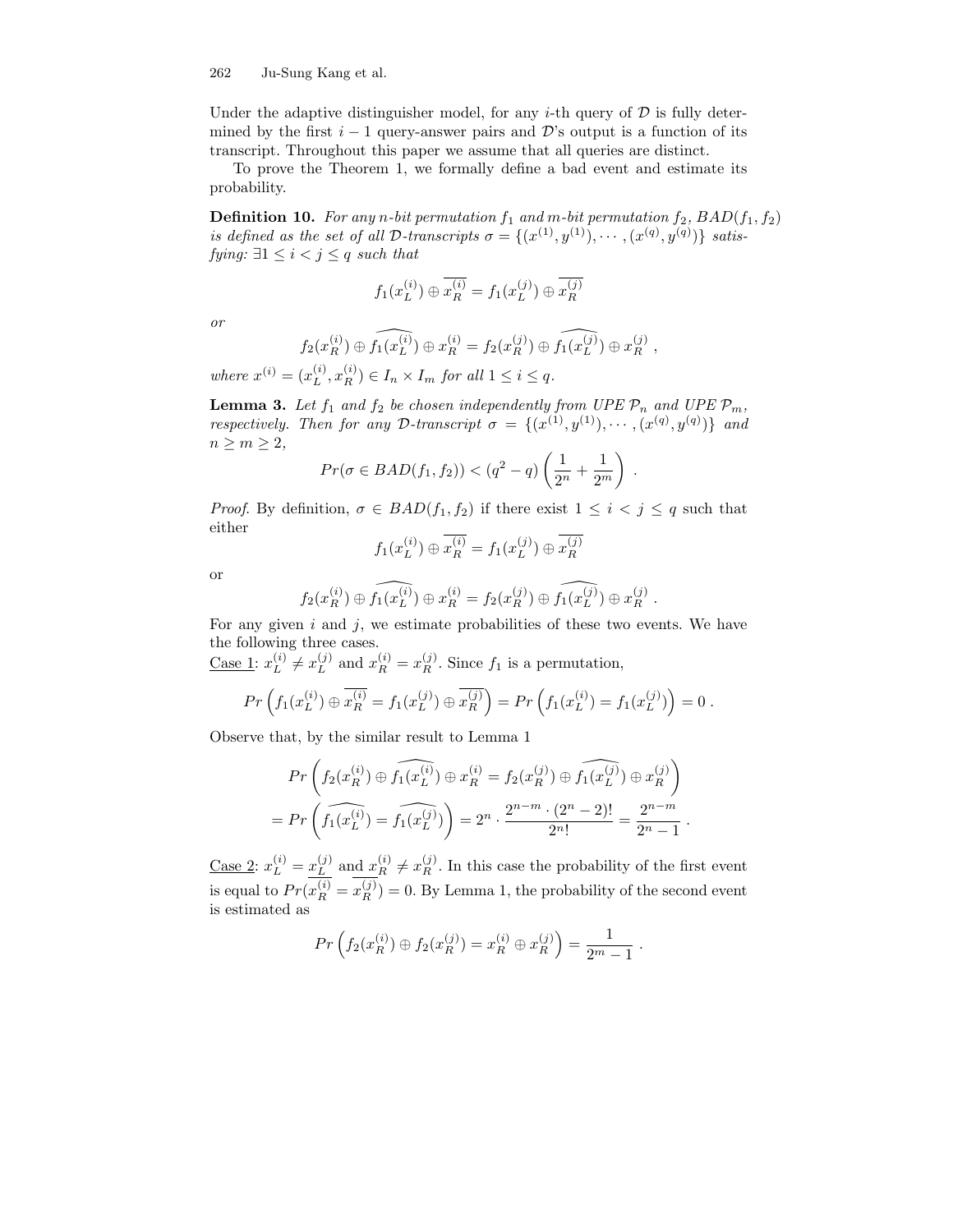Under the adaptive distinguisher model, for any $i$-th query of $\mathcal{D}$ is fully determined by the first $i-1$ query-answer pairs and $\mathcal{D}$'s output is a function of its transcript. Throughout this paper we assume that all queries are distinct.

To prove the Theorem 1, we formally define a bad event and estimate its probability.

**Definition 10.** *For any $n$-bit permutation $f_1$ and $m$-bit permutation $f_2$, $BAD(f_1, f_2)$ is defined as the set of all $\mathcal{D}$-transcripts $\sigma = \{(x^{(1)}, y^{(1)}), \cdots, (x^{(q)}, y^{(q)})\}$ satisfying: $\exists 1 \le i < j \le q$ such that*

$$f_1(x_L^{(i)}) \oplus \overline{x_R^{(i)}} = f_1(x_L^{(j)}) \oplus \overline{x_R^{(j)}}$$

*or*

$$f_2(x_R^{(i)}) \oplus \widehat{f_1(x_L^{(i)})} \oplus x_R^{(i)} = f_2(x_R^{(j)}) \oplus \widehat{f_1(x_L^{(j)})} \oplus x_R^{(j)} ,$$

*where $x^{(i)} = (x_L^{(i)}, x_R^{(i)}) \in I_n \times I_m$ for all $1 \le i \le q$.*

**Lemma 3.** *Let $f_1$ and $f_2$ be chosen independently from UPE $\mathcal{P}_n$ and UPE $\mathcal{P}_m$, respectively. Then for any $\mathcal{D}$-transcript $\sigma = \{(x^{(1)}, y^{(1)}), \cdots, (x^{(q)}, y^{(q)})\}$ and $n \ge m \ge 2$,*

$$Pr(\sigma \in BAD(f_1, f_2)) < (q^2 - q)\left(\frac{1}{2^n} + \frac{1}{2^m}\right) .$$

*Proof.* By definition, $\sigma \in BAD(f_1, f_2)$ if there exist $1 \le i < j \le q$ such that either

$$f_1(x_L^{(i)}) \oplus \overline{x_R^{(i)}} = f_1(x_L^{(j)}) \oplus \overline{x_R^{(j)}}$$

or

$$f_2(x_R^{(i)}) \oplus \widehat{f_1(x_L^{(i)})} \oplus x_R^{(i)} = f_2(x_R^{(j)}) \oplus \widehat{f_1(x_L^{(j)})} \oplus x_R^{(j)} .$$

For any given $i$ and $j$, we estimate probabilities of these two events. We have the following three cases.

<u>Case 1</u>: $x_L^{(i)} \ne x_L^{(j)}$ and $x_R^{(i)} = x_R^{(j)}$. Since $f_1$ is a permutation,

$$Pr\left(f_1(x_L^{(i)}) \oplus \overline{x_R^{(i)}} = f_1(x_L^{(j)}) \oplus \overline{x_R^{(j)}}\right) = Pr\left(f_1(x_L^{(i)}) = f_1(x_L^{(j)})\right) = 0 .$$

Observe that, by the similar result to Lemma 1

$$\begin{aligned} &Pr\left(f_2(x_R^{(i)}) \oplus \widehat{f_1(x_L^{(i)})} \oplus x_R^{(i)} = f_2(x_R^{(j)}) \oplus \widehat{f_1(x_L^{(j)})} \oplus x_R^{(j)}\right) \\ &= Pr\left(\widehat{f_1(x_L^{(i)})} = \widehat{f_1(x_L^{(j)})}\right) = 2^n \cdot \frac{2^{n-m} \cdot (2^n - 2)!}{2^n!} = \frac{2^{n-m}}{2^n - 1} . \end{aligned}$$

<u>Case 2</u>: $x_L^{(i)} = x_L^{(j)}$ and $x_R^{(i)} \ne x_R^{(j)}$. In this case the probability of the first event is equal to $Pr(\overline{x_R^{(i)}} = \overline{x_R^{(j)}}) = 0$. By Lemma 1, the probability of the second event is estimated as

$$Pr\left(f_2(x_R^{(i)}) \oplus f_2(x_R^{(j)}) = x_R^{(i)} \oplus x_R^{(j)}\right) = \frac{1}{2^m - 1} .$$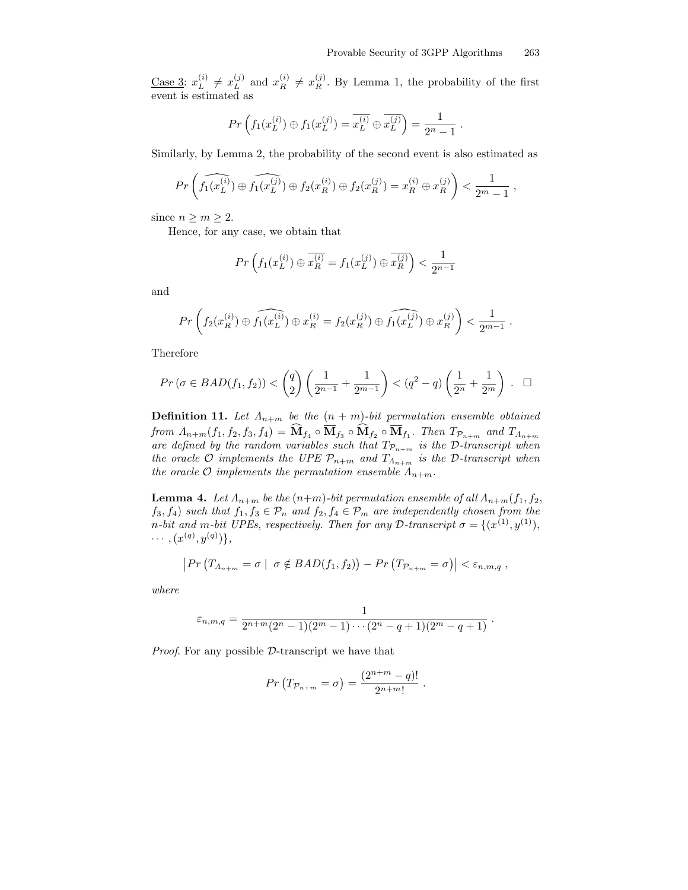<u>Case 3</u>: $x_L^{(i)} \neq x_L^{(j)}$ and $x_R^{(i)} \neq x_R^{(j)}$. By Lemma 1, the probability of the first event is estimated as

$$Pr\left(f_1(x_L^{(i)}) \oplus f_1(x_L^{(j)}) = \overline{x_L^{(i)}} \oplus \overline{x_L^{(j)}}\right) = \frac{1}{2^n - 1} .$$

Similarly, by Lemma 2, the probability of the second event is also estimated as

$$Pr\left(\widehat{f_1(x_L^{(i)})} \oplus \widehat{f_1(x_L^{(j)})} \oplus f_2(x_R^{(i)}) \oplus f_2(x_R^{(j)}) = x_R^{(i)} \oplus x_R^{(j)}\right) < \frac{1}{2^m - 1} ,$$

since $n \geq m \geq 2$.

Hence, for any case, we obtain that

$$Pr\left(f_1(x_L^{(i)}) \oplus \overline{x_R^{(i)}} = f_1(x_L^{(j)}) \oplus \overline{x_R^{(j)}}\right) < \frac{1}{2^{n-1}}$$

and

$$Pr\left(f_2(x_R^{(i)}) \oplus \widehat{f_1(x_L^{(i)})} \oplus x_R^{(i)} = f_2(x_R^{(j)}) \oplus \widehat{f_1(x_L^{(j)})} \oplus x_R^{(j)}\right) < \frac{1}{2^{m-1}} .$$

Therefore

$$Pr\left(\sigma \in BAD(f_1, f_2)\right) < \binom{q}{2}\left(\frac{1}{2^{n-1}} + \frac{1}{2^{m-1}}\right) < (q^2 - q)\left(\frac{1}{2^n} + \frac{1}{2^m}\right) . \quad \square$$

**Definition 11.** *Let $\Lambda_{n+m}$ be the $(n+m)$-bit permutation ensemble obtained from $\Lambda_{n+m}(f_1, f_2, f_3, f_4) = \widehat{\mathbf{M}}_{f_4} \circ \overline{\mathbf{M}}_{f_3} \circ \widehat{\mathbf{M}}_{f_2} \circ \overline{\mathbf{M}}_{f_1}$. Then $T_{\mathcal{P}_{n+m}}$ and $T_{\Lambda_{n+m}}$ are defined by the random variables such that $T_{\mathcal{P}_{n+m}}$ is the $\mathcal{D}$-transcript when the oracle $\mathcal{O}$ implements the UPE $\mathcal{P}_{n+m}$ and $T_{\Lambda_{n+m}}$ is the $\mathcal{D}$-transcript when the oracle $\mathcal{O}$ implements the permutation ensemble $\Lambda_{n+m}$.*

**Lemma 4.** *Let $\Lambda_{n+m}$ be the $(n+m)$-bit permutation ensemble of all $\Lambda_{n+m}(f_1, f_2, f_3, f_4)$ such that $f_1, f_3 \in \mathcal{P}_n$ and $f_2, f_4 \in \mathcal{P}_m$ are independently chosen from the $n$-bit and $m$-bit UPEs, respectively. Then for any $\mathcal{D}$-transcript $\sigma = \{(x^{(1)}, y^{(1)}), \cdots, (x^{(q)}, y^{(q)})\}$,*

$$\left|Pr\left(T_{\Lambda_{n+m}} = \sigma \mid \sigma \notin BAD(f_1, f_2)\right) - Pr\left(T_{\mathcal{P}_{n+m}} = \sigma\right)\right| < \varepsilon_{n,m,q} ,$$

*where*

$$\varepsilon_{n,m,q} = \frac{1}{2^{n+m}(2^n - 1)(2^m - 1)\cdots(2^n - q + 1)(2^m - q + 1)} .$$

*Proof.* For any possible $\mathcal{D}$-transcript we have that

$$Pr\left(T_{\mathcal{P}_{n+m}} = \sigma\right) = \frac{(2^{n+m} - q)!}{2^{n+m}!} .$$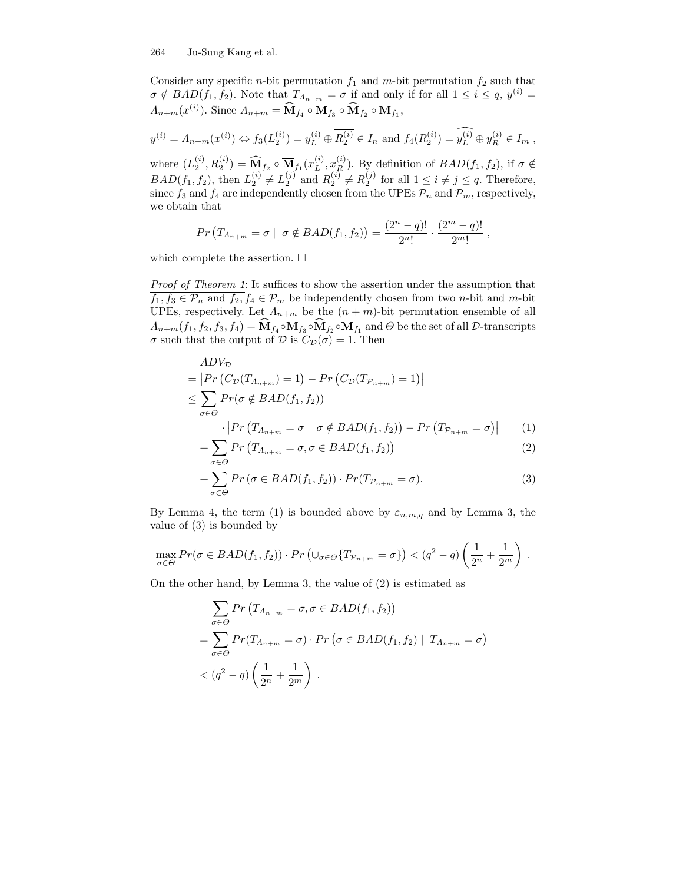Consider any specific $n$-bit permutation $f_1$ and $m$-bit permutation $f_2$ such that $\sigma \notin BAD(f_1, f_2)$. Note that $T_{\Lambda_{n+m}} = \sigma$ if and only if for all $1 \leq i \leq q$, $y^{(i)} = \Lambda_{n+m}(x^{(i)})$. Since $\Lambda_{n+m} = \widehat{\mathbf{M}}_{f_4} \circ \overline{\mathbf{M}}_{f_3} \circ \widehat{\mathbf{M}}_{f_2} \circ \overline{\mathbf{M}}_{f_1}$,

$$y^{(i)} = \Lambda_{n+m}(x^{(i)}) \Leftrightarrow f_3(L_2^{(i)}) = y_L^{(i)} \oplus \overline{R_2^{(i)}} \in I_n \text{ and } f_4(R_2^{(i)}) = \widehat{y_L^{(i)}} \oplus y_R^{(i)} \in I_m ,$$

where $(L_2^{(i)}, R_2^{(i)}) = \widehat{\mathbf{M}}_{f_2} \circ \overline{\mathbf{M}}_{f_1}(x_L^{(i)}, x_R^{(i)})$. By definition of $BAD(f_1, f_2)$, if $\sigma \notin BAD(f_1, f_2)$, then $L_2^{(i)} \neq L_2^{(j)}$ and $R_2^{(i)} \neq R_2^{(j)}$ for all $1 \leq i \neq j \leq q$. Therefore, since $f_3$ and $f_4$ are independently chosen from the UPEs $\mathcal{P}_n$ and $\mathcal{P}_m$, respectively, we obtain that

$$Pr\left(T_{\Lambda_{n+m}} = \sigma \mid \sigma \notin BAD(f_1, f_2)\right) = \frac{(2^n - q)!}{2^n!} \cdot \frac{(2^m - q)!}{2^m!} ,$$

which complete the assertion. $\square$

*Proof of Theorem 1*: It suffices to show the assertion under the assumption that $f_1, f_3 \in \mathcal{P}_n$ and $f_2, f_4 \in \mathcal{P}_m$ be independently chosen from two $n$-bit and $m$-bit UPEs, respectively. Let $\Lambda_{n+m}$ be the $(n+m)$-bit permutation ensemble of all $\Lambda_{n+m}(f_1, f_2, f_3, f_4) = \widehat{\mathbf{M}}_{f_4} \circ \overline{\mathbf{M}}_{f_3} \circ \widehat{\mathbf{M}}_{f_2} \circ \overline{\mathbf{M}}_{f_1}$ and $\Theta$ be the set of all $\mathcal{D}$-transcripts $\sigma$ such that the output of $\mathcal{D}$ is $C_{\mathcal{D}}(\sigma) = 1$. Then

$$\begin{aligned}
&ADV_{\mathcal{D}} \\
&= \left|Pr\left(C_{\mathcal{D}}(T_{\Lambda_{n+m}}) = 1\right) - Pr\left(C_{\mathcal{D}}(T_{\mathcal{P}_{n+m}}) = 1\right)\right| \\
&\leq \sum_{\sigma \in \Theta} Pr(\sigma \notin BAD(f_1, f_2)) \\
&\qquad \cdot \left|Pr\left(T_{\Lambda_{n+m}} = \sigma \mid \sigma \notin BAD(f_1, f_2)\right) - Pr\left(T_{\mathcal{P}_{n+m}} = \sigma\right)\right| \qquad (1) \\
&\quad + \sum_{\sigma \in \Theta} Pr\left(T_{\Lambda_{n+m}} = \sigma, \sigma \in BAD(f_1, f_2)\right) \qquad (2) \\
&\quad + \sum_{\sigma \in \Theta} Pr\left(\sigma \in BAD(f_1, f_2)\right) \cdot Pr(T_{\mathcal{P}_{n+m}} = \sigma). \qquad (3)
\end{aligned}$$

By Lemma 4, the term (1) is bounded above by $\varepsilon_{n,m,q}$ and by Lemma 3, the value of (3) is bounded by

$$\max_{\sigma \in \Theta} Pr(\sigma \in BAD(f_1, f_2)) \cdot Pr\left(\cup_{\sigma \in \Theta}\{T_{\mathcal{P}_{n+m}} = \sigma\}\right) < (q^2 - q)\left(\frac{1}{2^n} + \frac{1}{2^m}\right) .$$

On the other hand, by Lemma 3, the value of (2) is estimated as

$$\begin{aligned}
&\sum_{\sigma \in \Theta} Pr\left(T_{\Lambda_{n+m}} = \sigma, \sigma \in BAD(f_1, f_2)\right) \\
&= \sum_{\sigma \in \Theta} Pr(T_{\Lambda_{n+m}} = \sigma) \cdot Pr\left(\sigma \in BAD(f_1, f_2) \mid T_{\Lambda_{n+m}} = \sigma\right) \\
&< (q^2 - q)\left(\frac{1}{2^n} + \frac{1}{2^m}\right) .
\end{aligned}$$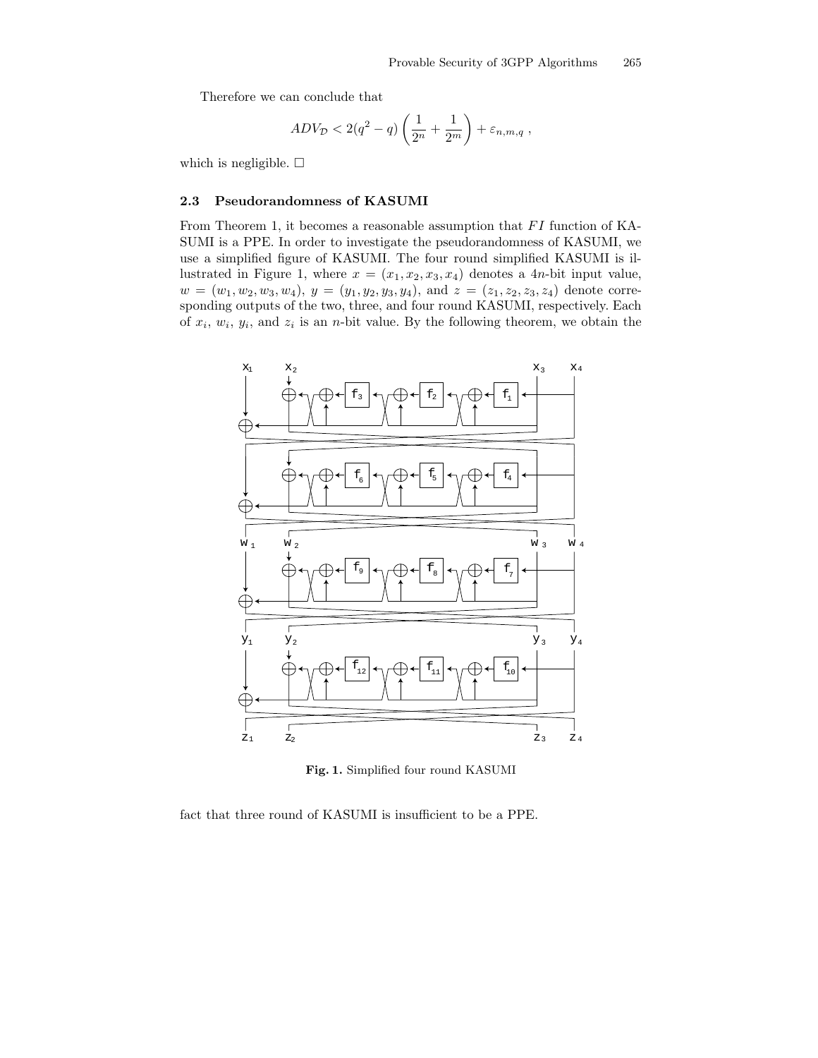Therefore we can conclude that

$$ADV_{\mathcal{D}} < 2(q^2 - q)\left(\frac{1}{2^n} + \frac{1}{2^m}\right) + \varepsilon_{n,m,q} ,$$

which is negligible. □

### 2.3 Pseudorandomness of KASUMI

From Theorem 1, it becomes a reasonable assumption that $FI$ function of KASUMI is a PPE. In order to investigate the pseudorandomness of KASUMI, we use a simplified figure of KASUMI. The four round simplified KASUMI is illustrated in Figure 1, where $x = (x_1, x_2, x_3, x_4)$ denotes a $4n$-bit input value, $w = (w_1, w_2, w_3, w_4)$, $y = (y_1, y_2, y_3, y_4)$, and $z = (z_1, z_2, z_3, z_4)$ denote corresponding outputs of the two, three, and four round KASUMI, respectively. Each of $x_i$, $w_i$, $y_i$, and $z_i$ is an $n$-bit value. By the following theorem, we obtain the

**Fig. 1.** Simplified four round KASUMI

fact that three round of KASUMI is insufficient to be a PPE.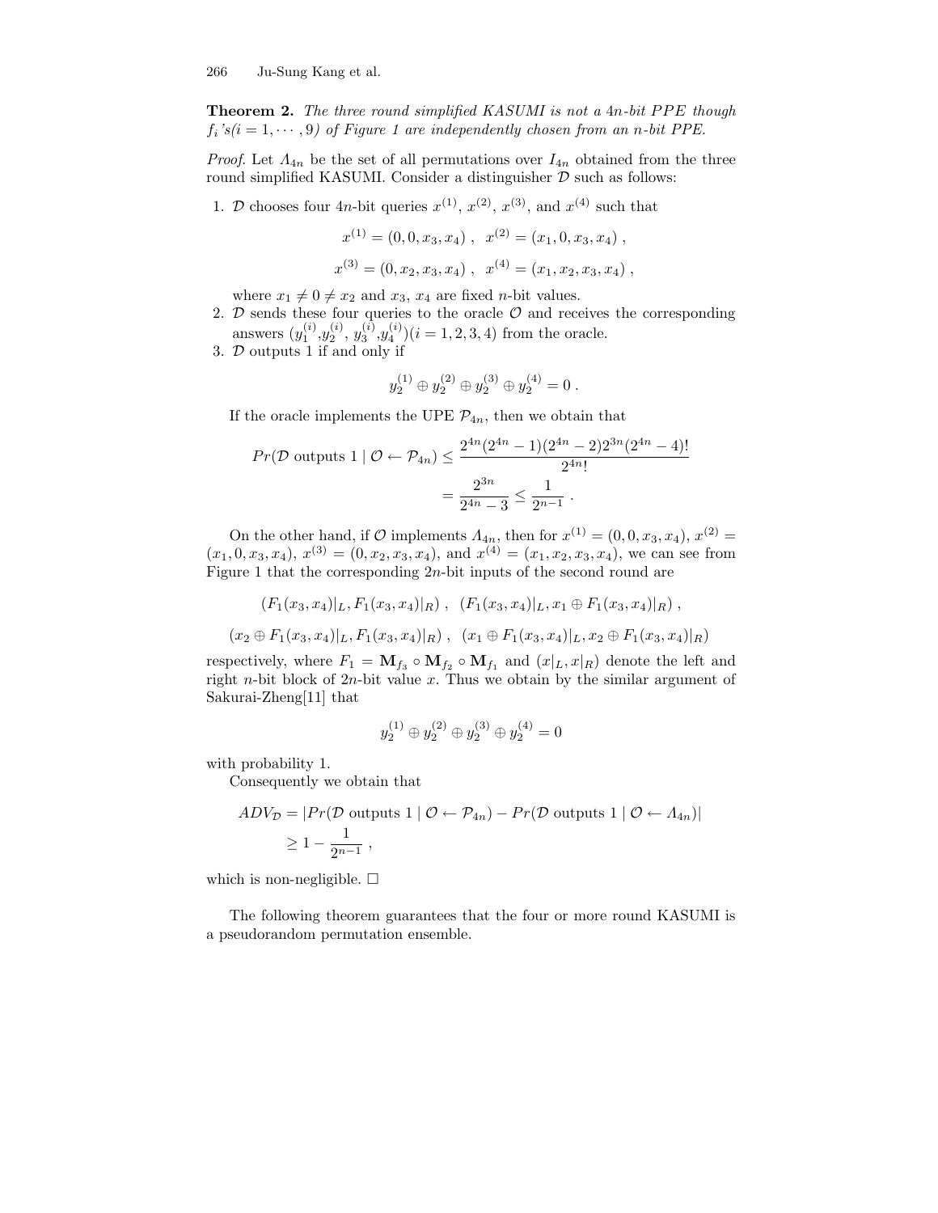**Theorem 2.** *The three round simplified KASUMI is not a 4n-bit PPE though $f_i$'s($i = 1, \cdots, 9$) of Figure 1 are independently chosen from an n-bit PPE.*

*Proof.* Let $\Lambda_{4n}$ be the set of all permutations over $I_{4n}$ obtained from the three round simplified KASUMI. Consider a distinguisher $\mathcal{D}$ such as follows:

1. $\mathcal{D}$ chooses four $4n$-bit queries $x^{(1)}$, $x^{(2)}$, $x^{(3)}$, and $x^{(4)}$ such that

$$x^{(1)} = (0, 0, x_3, x_4) \ , \quad x^{(2)} = (x_1, 0, x_3, x_4) \ ,$$

$$x^{(3)} = (0, x_2, x_3, x_4) \ , \quad x^{(4)} = (x_1, x_2, x_3, x_4) \ ,$$

   where $x_1 \neq 0 \neq x_2$ and $x_3$, $x_4$ are fixed $n$-bit values.
2. $\mathcal{D}$ sends these four queries to the oracle $\mathcal{O}$ and receives the corresponding answers $(y_1^{(i)}, y_2^{(i)}, y_3^{(i)}, y_4^{(i)})(i = 1, 2, 3, 4)$ from the oracle.
3. $\mathcal{D}$ outputs 1 if and only if

$$y_2^{(1)} \oplus y_2^{(2)} \oplus y_2^{(3)} \oplus y_2^{(4)} = 0 \ .$$

If the oracle implements the UPE $\mathcal{P}_{4n}$, then we obtain that

$$\begin{aligned} Pr(\mathcal{D} \text{ outputs } 1 \mid \mathcal{O} \leftarrow \mathcal{P}_{4n}) &\leq \frac{2^{4n}(2^{4n}-1)(2^{4n}-2)2^{3n}(2^{4n}-4)!}{2^{4n}!} \\ &= \frac{2^{3n}}{2^{4n}-3} \leq \frac{1}{2^{n-1}} \ . \end{aligned}$$

On the other hand, if $\mathcal{O}$ implements $\Lambda_{4n}$, then for $x^{(1)} = (0, 0, x_3, x_4)$, $x^{(2)} = (x_1, 0, x_3, x_4)$, $x^{(3)} = (0, x_2, x_3, x_4)$, and $x^{(4)} = (x_1, x_2, x_3, x_4)$, we can see from Figure 1 that the corresponding $2n$-bit inputs of the second round are

$$(F_1(x_3, x_4)|_L, F_1(x_3, x_4)|_R) \ , \quad (F_1(x_3, x_4)|_L, x_1 \oplus F_1(x_3, x_4)|_R) \ ,$$

$$(x_2 \oplus F_1(x_3, x_4)|_L, F_1(x_3, x_4)|_R) \ , \quad (x_1 \oplus F_1(x_3, x_4)|_L, x_2 \oplus F_1(x_3, x_4)|_R)$$

respectively, where $F_1 = \mathbf{M}_{f_3} \circ \mathbf{M}_{f_2} \circ \mathbf{M}_{f_1}$ and $(x|_L, x|_R)$ denote the left and right $n$-bit block of $2n$-bit value $x$. Thus we obtain by the similar argument of Sakurai-Zheng[11] that

$$y_2^{(1)} \oplus y_2^{(2)} \oplus y_2^{(3)} \oplus y_2^{(4)} = 0$$

with probability 1.

Consequently we obtain that

$$\begin{aligned} ADV_{\mathcal{D}} &= |Pr(\mathcal{D} \text{ outputs } 1 \mid \mathcal{O} \leftarrow \mathcal{P}_{4n}) - Pr(\mathcal{D} \text{ outputs } 1 \mid \mathcal{O} \leftarrow \Lambda_{4n})| \\ &\geq 1 - \frac{1}{2^{n-1}} \ , \end{aligned}$$

which is non-negligible. □

The following theorem guarantees that the four or more round KASUMI is a pseudorandom permutation ensemble.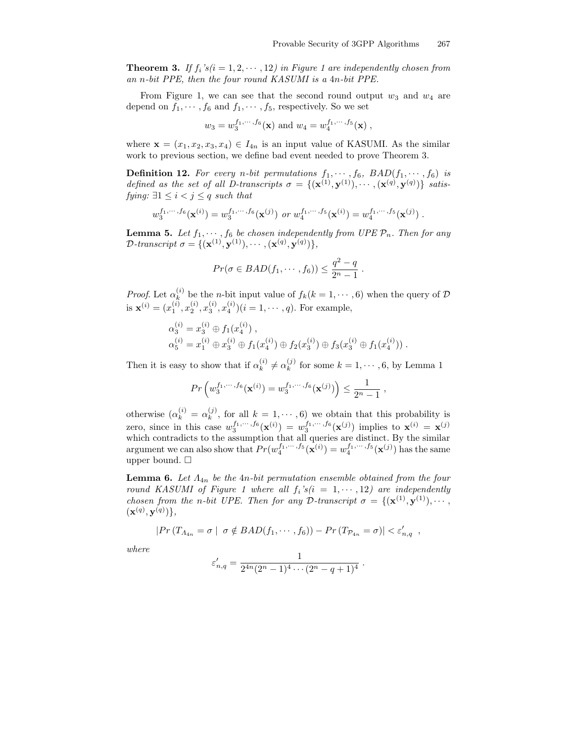**Theorem 3.** *If $f_i$'s$(i = 1, 2, \cdots, 12)$ in Figure 1 are independently chosen from an n-bit PPE, then the four round KASUMI is a 4n-bit PPE.*

From Figure 1, we can see that the second round output $w_3$ and $w_4$ are depend on $f_1, \cdots, f_6$ and $f_1, \cdots, f_5$, respectively. So we set

$$w_3 = w_3^{f_1,\cdots,f_6}(\mathbf{x}) \text{ and } w_4 = w_4^{f_1,\cdots,f_5}(\mathbf{x}) ,$$

where $\mathbf{x} = (x_1, x_2, x_3, x_4) \in I_{4n}$ is an input value of KASUMI. As the similar work to previous section, we define bad event needed to prove Theorem 3.

**Definition 12.** *For every n-bit permutations $f_1, \cdots, f_6$, $BAD(f_1, \cdots, f_6)$ is defined as the set of all D-transcripts $\sigma = \{(\mathbf{x}^{(1)}, \mathbf{y}^{(1)}), \cdots, (\mathbf{x}^{(q)}, \mathbf{y}^{(q)})\}$ satisfying: $\exists 1 \leq i < j \leq q$ such that*

$$w_3^{f_1,\cdots,f_6}(\mathbf{x}^{(i)}) = w_3^{f_1,\cdots,f_6}(\mathbf{x}^{(j)}) \text{ or } w_4^{f_1,\cdots,f_5}(\mathbf{x}^{(i)}) = w_4^{f_1,\cdots,f_5}(\mathbf{x}^{(j)}) .$$

**Lemma 5.** *Let $f_1, \cdots, f_6$ be chosen independently from UPE $\mathcal{P}_n$. Then for any $\mathcal{D}$-transcript $\sigma = \{(\mathbf{x}^{(1)}, \mathbf{y}^{(1)}), \cdots, (\mathbf{x}^{(q)}, \mathbf{y}^{(q)})\}$,*

$$Pr(\sigma \in BAD(f_1, \cdots, f_6)) \leq \frac{q^2 - q}{2^n - 1} .$$

*Proof.* Let $\alpha_k^{(i)}$ be the $n$-bit input value of $f_k(k = 1, \cdots, 6)$ when the query of $\mathcal{D}$ is $\mathbf{x}^{(i)} = (x_1^{(i)}, x_2^{(i)}, x_3^{(i)}, x_4^{(i)})(i = 1, \cdots, q)$. For example,

$$\begin{aligned}
\alpha_3^{(i)} &= x_3^{(i)} \oplus f_1(x_4^{(i)}) , \\
\alpha_5^{(i)} &= x_1^{(i)} \oplus x_3^{(i)} \oplus f_1(x_4^{(i)}) \oplus f_2(x_3^{(i)}) \oplus f_3(x_3^{(i)} \oplus f_1(x_4^{(i)})) .
\end{aligned}$$

Then it is easy to show that if $\alpha_k^{(i)} \neq \alpha_k^{(j)}$ for some $k = 1, \cdots, 6$, by Lemma 1

$$Pr\left(w_3^{f_1,\cdots,f_6}(\mathbf{x}^{(i)}) = w_3^{f_1,\cdots,f_6}(\mathbf{x}^{(j)})\right) \leq \frac{1}{2^n - 1} ,$$

otherwise ($\alpha_k^{(i)} = \alpha_k^{(j)}$, for all $k = 1, \cdots, 6$) we obtain that this probability is zero, since in this case $w_3^{f_1,\cdots,f_6}(\mathbf{x}^{(i)}) = w_3^{f_1,\cdots,f_6}(\mathbf{x}^{(j)})$ implies to $\mathbf{x}^{(i)} = \mathbf{x}^{(j)}$ which contradicts to the assumption that all queries are distinct. By the similar argument we can also show that $Pr(w_4^{f_1,\cdots,f_5}(\mathbf{x}^{(i)}) = w_4^{f_1,\cdots,f_5}(\mathbf{x}^{(j)})$ has the same upper bound. □

**Lemma 6.** *Let $\Lambda_{4n}$ be the 4n-bit permutation ensemble obtained from the four round KASUMI of Figure 1 where all $f_i$'s$(i = 1, \cdots, 12)$ are independently chosen from the n-bit UPE. Then for any $\mathcal{D}$-transcript $\sigma = \{(\mathbf{x}^{(1)}, \mathbf{y}^{(1)}), \cdots, (\mathbf{x}^{(q)}, \mathbf{y}^{(q)})\}$,*

$$|Pr\left(T_{\Lambda_{4n}} = \sigma \mid \sigma \notin BAD(f_1, \cdots, f_6)\right) - Pr\left(T_{\mathcal{P}_{4n}} = \sigma\right)| < \varepsilon'_{n,q} ,$$

*where*

$$\varepsilon'_{n,q} = \frac{1}{2^{4n}(2^n - 1)^4 \cdots (2^n - q + 1)^4} .$$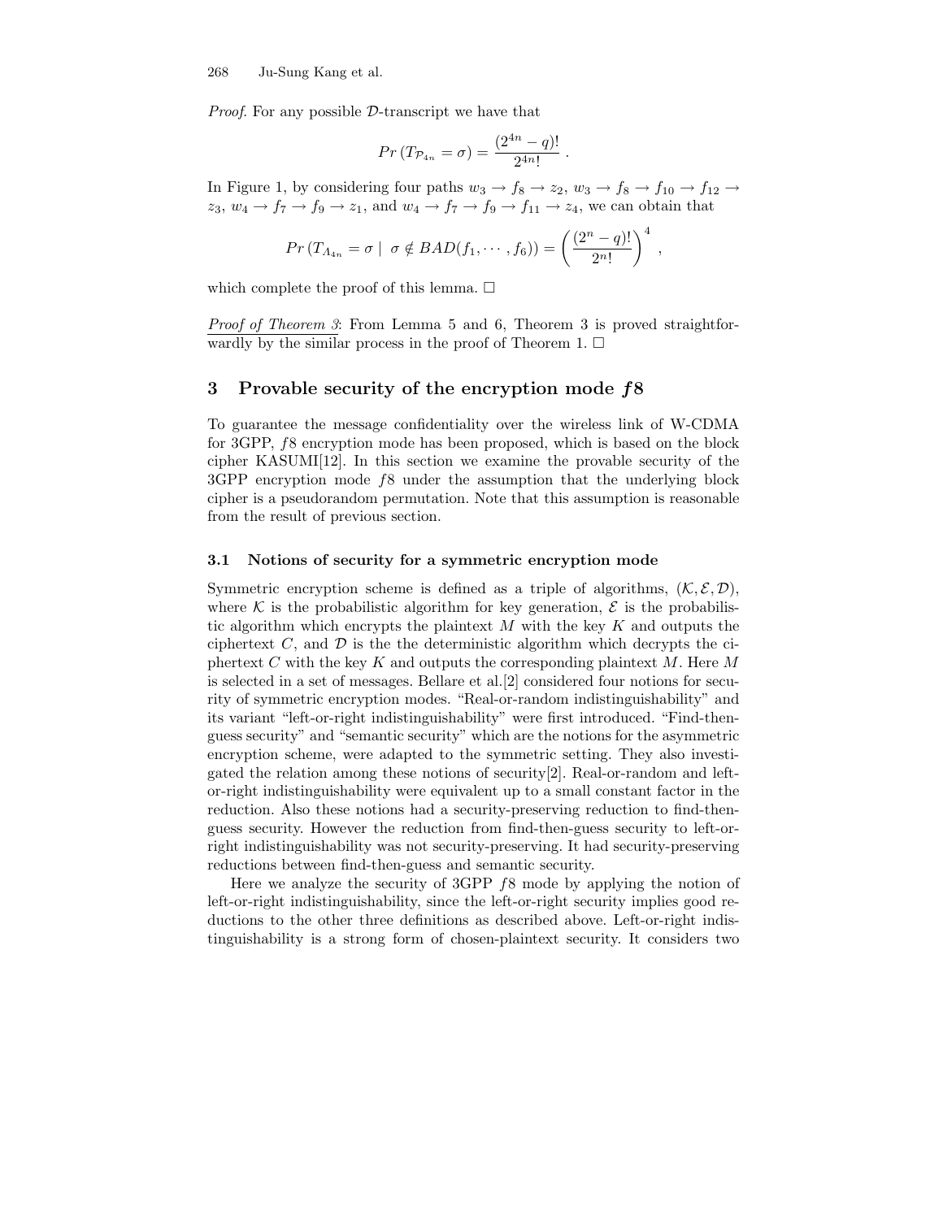*Proof*. For any possible $\mathcal{D}$-transcript we have that

$$Pr\left(T_{\mathcal{P}_{4n}} = \sigma\right) = \frac{(2^{4n}-q)!}{2^{4n}!}\ .$$

In Figure 1, by considering four paths $w_3 \rightarrow f_8 \rightarrow z_2$, $w_3 \rightarrow f_8 \rightarrow f_{10} \rightarrow f_{12} \rightarrow z_3$, $w_4 \rightarrow f_7 \rightarrow f_9 \rightarrow z_1$, and $w_4 \rightarrow f_7 \rightarrow f_9 \rightarrow f_{11} \rightarrow z_4$, we can obtain that

$$Pr\left(T_{\Lambda_{4n}} = \sigma \mid\ \sigma \notin BAD(f_1, \cdots, f_6)\right) = \left(\frac{(2^n-q)!}{2^n!}\right)^4\ ,$$

which complete the proof of this lemma. □

*Proof of Theorem 3*: From Lemma 5 and 6, Theorem 3 is proved straightforwardly by the similar process in the proof of Theorem 1. □

## 3 Provable security of the encryption mode *f*8

To guarantee the message confidentiality over the wireless link of W-CDMA for 3GPP, $f8$ encryption mode has been proposed, which is based on the block cipher KASUMI[12]. In this section we examine the provable security of the 3GPP encryption mode $f8$ under the assumption that the underlying block cipher is a pseudorandom permutation. Note that this assumption is reasonable from the result of previous section.

### 3.1 Notions of security for a symmetric encryption mode

Symmetric encryption scheme is defined as a triple of algorithms, $(\mathcal{K}, \mathcal{E}, \mathcal{D})$, where $\mathcal{K}$ is the probabilistic algorithm for key generation, $\mathcal{E}$ is the probabilistic algorithm which encrypts the plaintext $M$ with the key $K$ and outputs the ciphertext $C$, and $\mathcal{D}$ is the the deterministic algorithm which decrypts the ciphertext $C$ with the key $K$ and outputs the corresponding plaintext $M$. Here $M$ is selected in a set of messages. Bellare et al.[2] considered four notions for security of symmetric encryption modes. "Real-or-random indistinguishability" and its variant "left-or-right indistinguishability" were first introduced. "Find-then-guess security" and "semantic security" which are the notions for the asymmetric encryption scheme, were adapted to the symmetric setting. They also investigated the relation among these notions of security[2]. Real-or-random and left-or-right indistinguishability were equivalent up to a small constant factor in the reduction. Also these notions had a security-preserving reduction to find-then-guess security. However the reduction from find-then-guess security to left-or-right indistinguishability was not security-preserving. It had security-preserving reductions between find-then-guess and semantic security.

Here we analyze the security of 3GPP $f8$ mode by applying the notion of left-or-right indistinguishability, since the left-or-right security implies good reductions to the other three definitions as described above. Left-or-right indistinguishability is a strong form of chosen-plaintext security. It considers two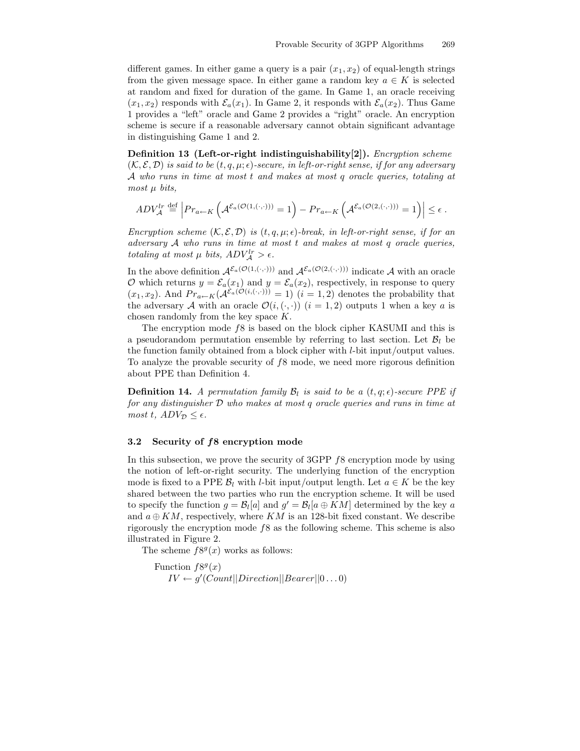different games. In either game a query is a pair $(x_1, x_2)$ of equal-length strings from the given message space. In either game a random key $a \in K$ is selected at random and fixed for duration of the game. In Game 1, an oracle receiving $(x_1, x_2)$ responds with $\mathcal{E}_a(x_1)$. In Game 2, it responds with $\mathcal{E}_a(x_2)$. Thus Game 1 provides a "left" oracle and Game 2 provides a "right" oracle. An encryption scheme is secure if a reasonable adversary cannot obtain significant advantage in distinguishing Game 1 and 2.

**Definition 13 (Left-or-right indistinguishability[2]).** *Encryption scheme $(\mathcal{K}, \mathcal{E}, \mathcal{D})$ is said to be $(t, q, \mu; \epsilon)$-secure, in left-or-right sense, if for any adversary $\mathcal{A}$ who runs in time at most $t$ and makes at most $q$ oracle queries, totaling at most $\mu$ bits,*

$$ADV_{\mathcal{A}}^{lr} \stackrel{\text{def}}{=} \left| Pr_{a \leftarrow K}\left(\mathcal{A}^{\mathcal{E}_a(\mathcal{O}(1,(\cdot,\cdot)))} = 1\right) - Pr_{a \leftarrow K}\left(\mathcal{A}^{\mathcal{E}_a(\mathcal{O}(2,(\cdot,\cdot)))} = 1\right)\right| \leq \epsilon \ .$$

*Encryption scheme $(\mathcal{K}, \mathcal{E}, \mathcal{D})$ is $(t, q, \mu; \epsilon)$-break, in left-or-right sense, if for an adversary $\mathcal{A}$ who runs in time at most $t$ and makes at most $q$ oracle queries, totaling at most $\mu$ bits, $ADV_{\mathcal{A}}^{lr} > \epsilon$.*

In the above definition $\mathcal{A}^{\mathcal{E}_a(\mathcal{O}(1,(\cdot,\cdot)))}$ and $\mathcal{A}^{\mathcal{E}_a(\mathcal{O}(2,(\cdot,\cdot)))}$ indicate $\mathcal{A}$ with an oracle $\mathcal{O}$ which returns $y = \mathcal{E}_a(x_1)$ and $y = \mathcal{E}_a(x_2)$, respectively, in response to query $(x_1, x_2)$. And $Pr_{a \leftarrow K}(\mathcal{A}^{\mathcal{E}_a(\mathcal{O}(i,(\cdot,\cdot)))} = 1)$ $(i = 1, 2)$ denotes the probability that the adversary $\mathcal{A}$ with an oracle $\mathcal{O}(i, (\cdot, \cdot))$ $(i = 1, 2)$ outputs 1 when a key $a$ is chosen randomly from the key space $K$.

The encryption mode $f8$ is based on the block cipher KASUMI and this is a pseudorandom permutation ensemble by referring to last section. Let $\mathcal{B}_l$ be the function family obtained from a block cipher with $l$-bit input/output values. To analyze the provable security of $f8$ mode, we need more rigorous definition about PPE than Definition 4.

**Definition 14.** *A permutation family $\mathcal{B}_l$ is said to be a $(t, q; \epsilon)$-secure PPE if for any distinguisher $\mathcal{D}$ who makes at most $q$ oracle queries and runs in time at most $t$, $ADV_{\mathcal{D}} \leq \epsilon$.*

### 3.2 Security of $f8$ encryption mode

In this subsection, we prove the security of 3GPP $f8$ encryption mode by using the notion of left-or-right security. The underlying function of the encryption mode is fixed to a PPE $\mathcal{B}_l$ with $l$-bit input/output length. Let $a \in K$ be the key shared between the two parties who run the encryption scheme. It will be used to specify the function $g = \mathcal{B}_l[a]$ and $g' = \mathcal{B}_l[a \oplus KM]$ determined by the key $a$ and $a \oplus KM$, respectively, where $KM$ is an 128-bit fixed constant. We describe rigorously the encryption mode $f8$ as the following scheme. This scheme is also illustrated in Figure 2.

The scheme $f8^g(x)$ works as follows:

Function $f8^g(x)$
$IV \leftarrow g'(Count||Direction||Bearer||0\ldots0)$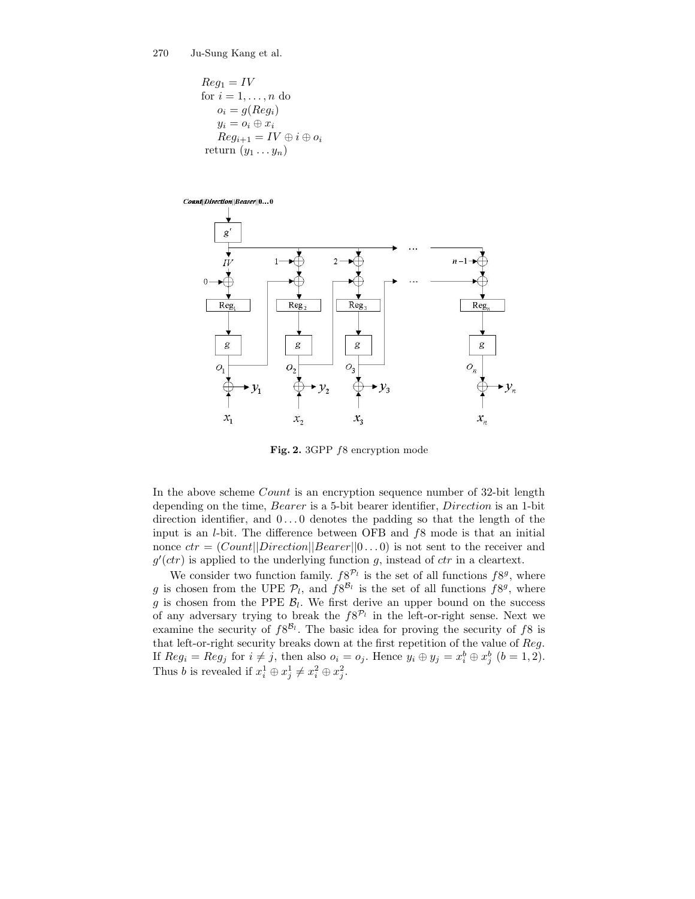$Reg_1 = IV$
for $i = 1, \ldots, n$ do
  $o_i = g(Reg_i)$
  $y_i = o_i \oplus x_i$
  $Reg_{i+1} = IV \oplus i \oplus o_i$
return $(y_1 \ldots y_n)$

**Fig. 2.** 3GPP $f8$ encryption mode

In the above scheme *Count* is an encryption sequence number of 32-bit length depending on the time, *Bearer* is a 5-bit bearer identifier, *Direction* is an 1-bit direction identifier, and $0 \ldots 0$ denotes the padding so that the length of the input is an $l$-bit. The difference between OFB and $f8$ mode is that an initial nonce $ctr = (Count||Direction||Bearer||0 \ldots 0)$ is not sent to the receiver and $g'(ctr)$ is applied to the underlying function $g$, instead of $ctr$ in a cleartext.

We consider two function family. $f8^{\mathcal{P}_l}$ is the set of all functions $f8^g$, where $g$ is chosen from the UPE $\mathcal{P}_l$, and $f8^{\mathcal{B}_l}$ is the set of all functions $f8^g$, where $g$ is chosen from the PPE $\mathcal{B}_l$. We first derive an upper bound on the success of any adversary trying to break the $f8^{\mathcal{P}_l}$ in the left-or-right sense. Next we examine the security of $f8^{\mathcal{B}_l}$. The basic idea for proving the security of $f8$ is that left-or-right security breaks down at the first repetition of the value of *Reg*. If $Reg_i = Reg_j$ for $i \neq j$, then also $o_i = o_j$. Hence $y_i \oplus y_j = x_i^b \oplus x_j^b$ $(b = 1, 2)$. Thus $b$ is revealed if $x_i^1 \oplus x_j^1 \neq x_i^2 \oplus x_j^2$.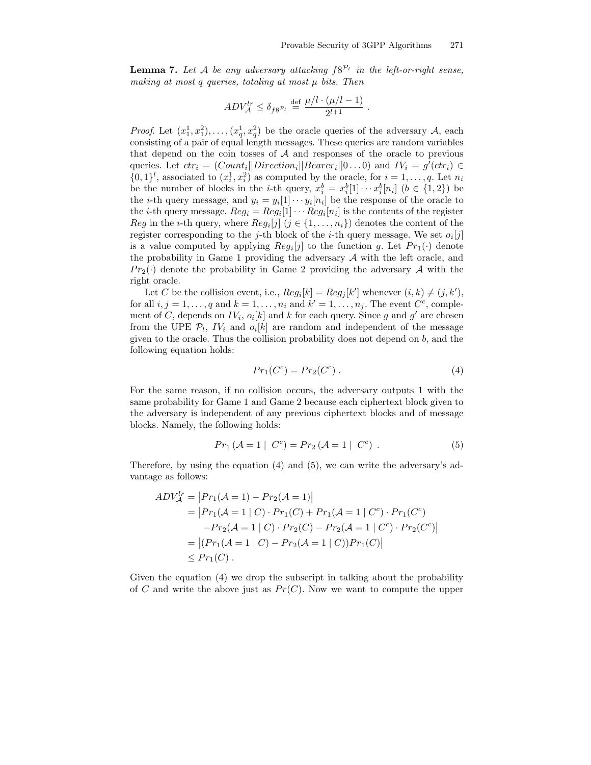**Lemma 7.** *Let $\mathcal{A}$ be any adversary attacking $f8^{\mathcal{P}_l}$ in the left-or-right sense, making at most $q$ queries, totaling at most $\mu$ bits. Then*

$$ADV_{\mathcal{A}}^{lr} \leq \delta_{f8^{\mathcal{P}_l}} \stackrel{\text{def}}{=} \frac{\mu/l \cdot (\mu/l - 1)}{2^{l+1}} .$$

*Proof.* Let $(x_1^1, x_1^2), \ldots, (x_q^1, x_q^2)$ be the oracle queries of the adversary $\mathcal{A}$, each consisting of a pair of equal length messages. These queries are random variables that depend on the coin tosses of $\mathcal{A}$ and responses of the oracle to previous queries. Let $ctr_i = (Count_i || Direction_i || Bearer_i || 0 \ldots 0)$ and $IV_i = g'(ctr_i) \in \{0,1\}^l$, associated to $(x_i^1, x_i^2)$ as computed by the oracle, for $i = 1, \ldots, q$. Let $n_i$ be the number of blocks in the $i$-th query, $x_i^b = x_i^b[1] \cdots x_i^b[n_i]$ $(b \in \{1,2\})$ be the $i$-th query message, and $y_i = y_i[1] \cdots y_i[n_i]$ be the response of the oracle to the $i$-th query message. $Reg_i = Reg_i[1] \cdots Reg_i[n_i]$ is the contents of the register $Reg$ in the $i$-th query, where $Reg_i[j]$ $(j \in \{1, \ldots, n_i\})$ denotes the content of the register corresponding to the $j$-th block of the $i$-th query message. We set $o_i[j]$ is a value computed by applying $Reg_i[j]$ to the function $g$. Let $Pr_1(\cdot)$ denote the probability in Game 1 providing the adversary $\mathcal{A}$ with the left oracle, and $Pr_2(\cdot)$ denote the probability in Game 2 providing the adversary $\mathcal{A}$ with the right oracle.

Let $C$ be the collision event, i.e., $Reg_i[k] = Reg_j[k']$ whenever $(i,k) \neq (j,k')$, for all $i, j = 1, \ldots, q$ and $k = 1, \ldots, n_i$ and $k' = 1, \ldots, n_j$. The event $C^c$, complement of $C$, depends on $IV_i$, $o_i[k]$ and $k$ for each query. Since $g$ and $g'$ are chosen from the UPE $\mathcal{P}_l$, $IV_i$ and $o_i[k]$ are random and independent of the message given to the oracle. Thus the collision probability does not depend on $b$, and the following equation holds:

$$Pr_1(C^c) = Pr_2(C^c) . \tag{4}$$

For the same reason, if no collision occurs, the adversary outputs 1 with the same probability for Game 1 and Game 2 because each ciphertext block given to the adversary is independent of any previous ciphertext blocks and of message blocks. Namely, the following holds:

$$Pr_1(\mathcal{A} = 1 \mid C^c) = Pr_2(\mathcal{A} = 1 \mid C^c) . \tag{5}$$

Therefore, by using the equation (4) and (5), we can write the adversary's advantage as follows:

$$\begin{aligned}
ADV_{\mathcal{A}}^{lr} &= \big| Pr_1(\mathcal{A} = 1) - Pr_2(\mathcal{A} = 1) \big| \\
&= \big| Pr_1(\mathcal{A} = 1 \mid C) \cdot Pr_1(C) + Pr_1(\mathcal{A} = 1 \mid C^c) \cdot Pr_1(C^c) \\
&\quad - Pr_2(\mathcal{A} = 1 \mid C) \cdot Pr_2(C) - Pr_2(\mathcal{A} = 1 \mid C^c) \cdot Pr_2(C^c) \big| \\
&= \big| (Pr_1(\mathcal{A} = 1 \mid C) - Pr_2(\mathcal{A} = 1 \mid C)) Pr_1(C) \big| \\
&\leq Pr_1(C) .
\end{aligned}$$

Given the equation (4) we drop the subscript in talking about the probability of $C$ and write the above just as $Pr(C)$. Now we want to compute the upper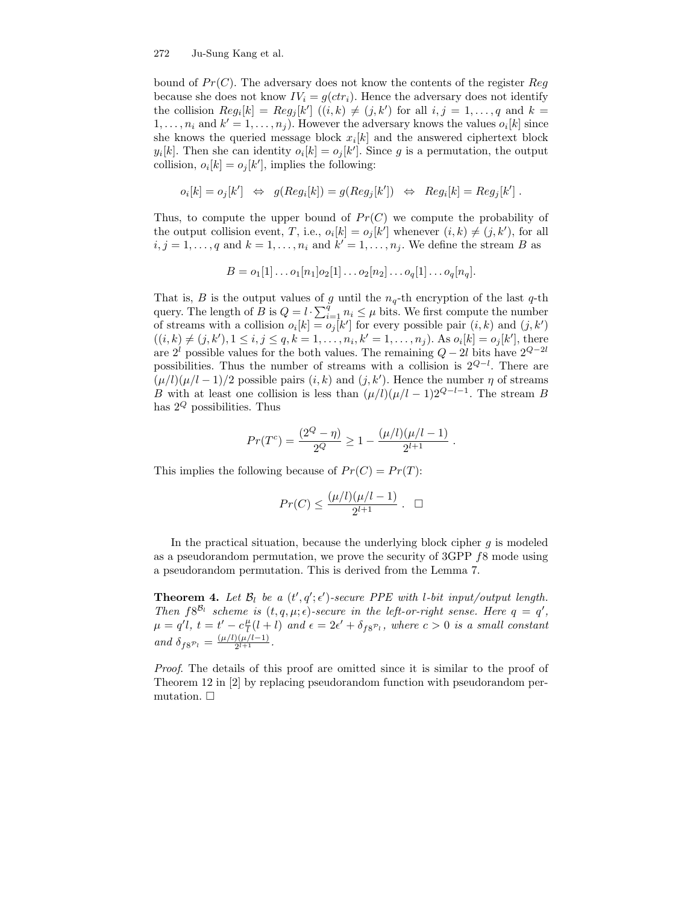bound of $Pr(C)$. The adversary does not know the contents of the register $Reg$ because she does not know $IV_i = g(ctr_i)$. Hence the adversary does not identify the collision $Reg_i[k] = Reg_j[k']$ ($(i,k) \neq (j,k')$ for all $i,j = 1,\ldots,q$ and $k = 1,\ldots,n_i$ and $k' = 1,\ldots,n_j$). However the adversary knows the values $o_i[k]$ since she knows the queried message block $x_i[k]$ and the answered ciphertext block $y_i[k]$. Then she can identity $o_i[k] = o_j[k']$. Since $g$ is a permutation, the output collision, $o_i[k] = o_j[k']$, implies the following:

$$o_i[k] = o_j[k'] \;\Leftrightarrow\; g(Reg_i[k]) = g(Reg_j[k']) \;\Leftrightarrow\; Reg_i[k] = Reg_j[k'] \;.$$

Thus, to compute the upper bound of $Pr(C)$ we compute the probability of the output collision event, $T$, i.e., $o_i[k] = o_j[k']$ whenever $(i,k) \neq (j,k')$, for all $i,j = 1,\ldots,q$ and $k = 1,\ldots,n_i$ and $k' = 1,\ldots,n_j$. We define the stream $B$ as

$$B = o_1[1]\ldots o_1[n_1]o_2[1]\ldots o_2[n_2]\ldots o_q[1]\ldots o_q[n_q].$$

That is, $B$ is the output values of $g$ until the $n_q$-th encryption of the last $q$-th query. The length of $B$ is $Q = l \cdot \sum_{i=1}^{q} n_i \leq \mu$ bits. We first compute the number of streams with a collision $o_i[k] = o_j[k']$ for every possible pair $(i,k)$ and $(j,k')$ ($(i,k) \neq (j,k'), 1 \leq i,j \leq q, k = 1,\ldots,n_i, k' = 1,\ldots,n_j$). As $o_i[k] = o_j[k']$, there are $2^l$ possible values for the both values. The remaining $Q - 2l$ bits have $2^{Q-2l}$ possibilities. Thus the number of streams with a collision is $2^{Q-l}$. There are $(\mu/l)(\mu/l-1)/2$ possible pairs $(i,k)$ and $(j,k')$. Hence the number $\eta$ of streams $B$ with at least one collision is less than $(\mu/l)(\mu/l-1)2^{Q-l-1}$. The stream $B$ has $2^Q$ possibilities. Thus

$$Pr(T^c) = \frac{(2^Q - \eta)}{2^Q} \geq 1 - \frac{(\mu/l)(\mu/l-1)}{2^{l+1}} \;.$$

This implies the following because of $Pr(C) = Pr(T)$:

$$Pr(C) \leq \frac{(\mu/l)(\mu/l-1)}{2^{l+1}} \;. \quad \square$$

In the practical situation, because the underlying block cipher $g$ is modeled as a pseudorandom permutation, we prove the security of 3GPP $f8$ mode using a pseudorandom permutation. This is derived from the Lemma 7.

**Theorem 4.** *Let $\mathcal{B}_l$ be a $(t', q'; \epsilon')$-secure PPE with $l$-bit input/output length. Then $f8^{\mathcal{B}_l}$ scheme is $(t, q, \mu; \epsilon)$-secure in the left-or-right sense. Here $q = q'$, $\mu = q'l$, $t = t' - c\frac{\mu}{l}(l + l)$ and $\epsilon = 2\epsilon' + \delta_{f8^{\mathcal{P}_l}}$, where $c > 0$ is a small constant and $\delta_{f8^{\mathcal{P}_l}} = \frac{(\mu/l)(\mu/l-1)}{2^{l+1}}$.*

*Proof.* The details of this proof are omitted since it is similar to the proof of Theorem 12 in [2] by replacing pseudorandom function with pseudorandom permutation. $\square$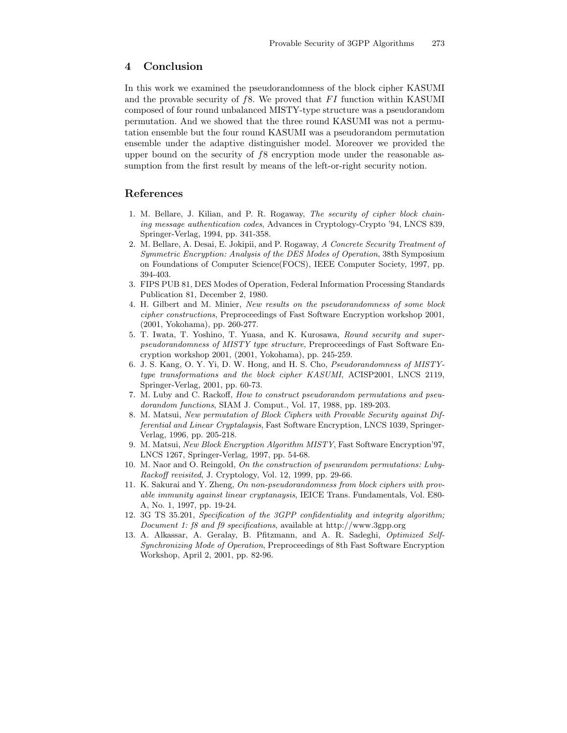## 4 Conclusion

In this work we examined the pseudorandomness of the block cipher KASUMI and the provable security of $f8$. We proved that $FI$ function within KASUMI composed of four round unbalanced MISTY-type structure was a pseudorandom permutation. And we showed that the three round KASUMI was not a permutation ensemble but the four round KASUMI was a pseudorandom permutation ensemble under the adaptive distinguisher model. Moreover we provided the upper bound on the security of $f8$ encryption mode under the reasonable assumption from the first result by means of the left-or-right security notion.

## References

1. M. Bellare, J. Kilian, and P. R. Rogaway, *The security of cipher block chaining message authentication codes*, Advances in Cryptology-Crypto '94, LNCS 839, Springer-Verlag, 1994, pp. 341-358.
2. M. Bellare, A. Desai, E. Jokipii, and P. Rogaway, *A Concrete Security Treatment of Symmetric Encryption: Analysis of the DES Modes of Operation*, 38th Symposium on Foundations of Computer Science(FOCS), IEEE Computer Society, 1997, pp. 394-403.
3. FIPS PUB 81, DES Modes of Operation, Federal Information Processing Standards Publication 81, December 2, 1980.
4. H. Gilbert and M. Minier, *New results on the pseudorandomness of some block cipher constructions*, Preproceedings of Fast Software Encryption workshop 2001, (2001, Yokohama), pp. 260-277.
5. T. Iwata, T. Yoshino, T. Yuasa, and K. Kurosawa, *Round security and super-pseudorandomness of MISTY type structure*, Preproceedings of Fast Software Encryption workshop 2001, (2001, Yokohama), pp. 245-259.
6. J. S. Kang, O. Y. Yi, D. W. Hong, and H. S. Cho, *Pseudorandomness of MISTY-type transformations and the block cipher KASUMI*, ACISP2001, LNCS 2119, Springer-Verlag, 2001, pp. 60-73.
7. M. Luby and C. Rackoff, *How to construct pseudorandom permutations and pseudorandom functions*, SIAM J. Comput., Vol. 17, 1988, pp. 189-203.
8. M. Matsui, *New permutation of Block Ciphers with Provable Security against Differential and Linear Cryptalaysis*, Fast Software Encryption, LNCS 1039, Springer-Verlag, 1996, pp. 205-218.
9. M. Matsui, *New Block Encryption Algorithm MISTY*, Fast Software Encryption'97, LNCS 1267, Springer-Verlag, 1997, pp. 54-68.
10. M. Naor and O. Reingold, *On the construction of pseurandom permutations: Luby-Rackoff revisited*, J. Cryptology, Vol. 12, 1999, pp. 29-66.
11. K. Sakurai and Y. Zheng, *On non-pseudorandomness from block ciphers with provable immunity against linear cryptanaysis*, IEICE Trans. Fundamentals, Vol. E80-A, No. 1, 1997, pp. 19-24.
12. 3G TS 35.201, *Specification of the 3GPP confidentiality and integrity algorithm; Document 1: f8 and f9 specifications*, available at http://www.3gpp.org
13. A. Alkassar, A. Geralay, B. Pfitzmann, and A. R. Sadeghi, *Optimized Self-Synchronizing Mode of Operation*, Preproceedings of 8th Fast Software Encryption Workshop, April 2, 2001, pp. 82-96.